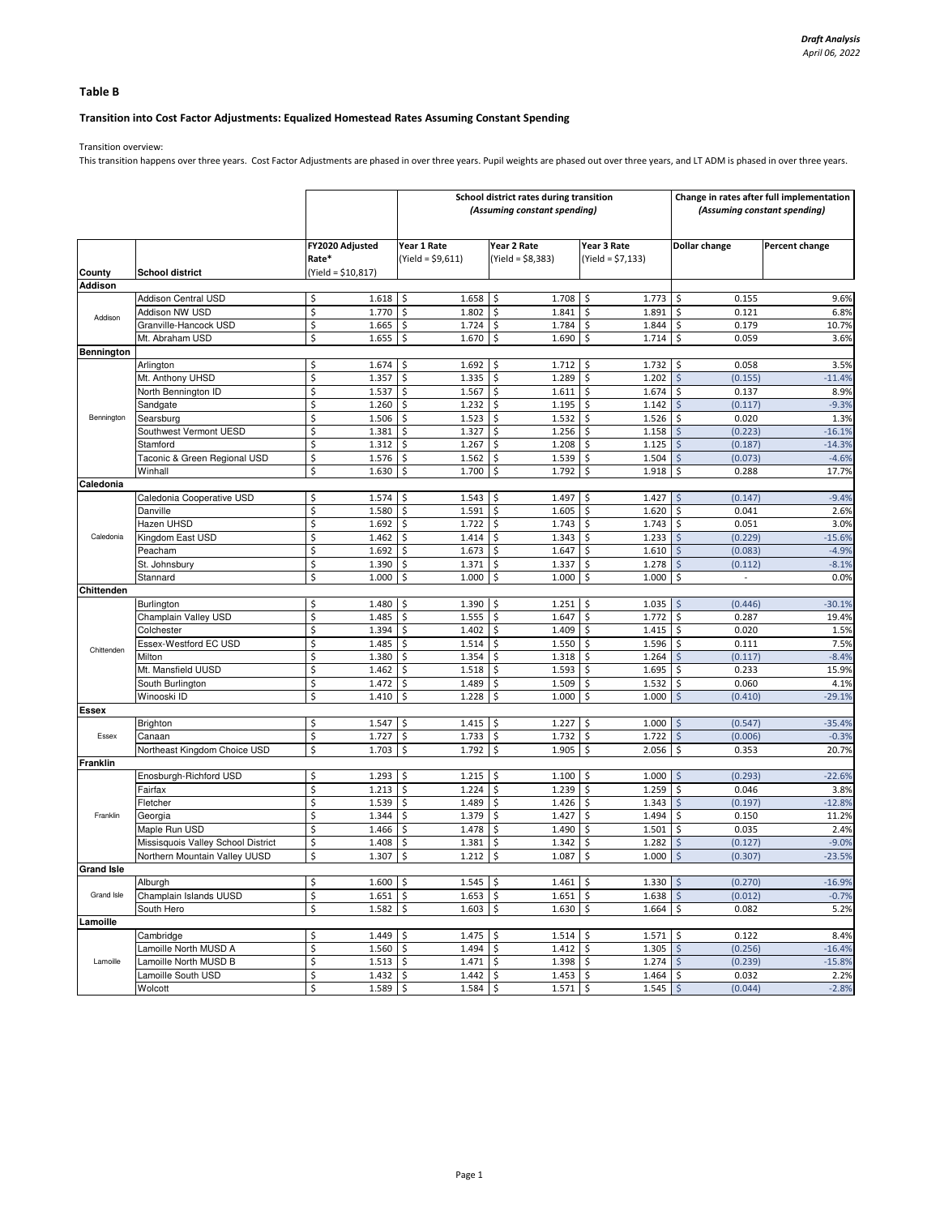*Draft Analysis*
*April 06, 2022*

**Table B**

**Transition into Cost Factor Adjustments: Equalized Homestead Rates Assuming Constant Spending**

Transition overview:
This transition happens over three years. Cost Factor Adjustments are phased in over three years. Pupil weights are phased out over three years, and LT ADM is phased in over three years.

| | | | School district rates during transition (Assuming constant spending) | | | Change in rates after full implementation (Assuming constant spending) | |
|---|---|---|---|---|---|---|---|
| County | School district | FY2020 Adjusted Rate* (Yield = $10,817) | Year 1 Rate (Yield = $9,611) | Year 2 Rate (Yield = $8,383) | Year 3 Rate (Yield = $7,133) | Dollar change | Percent change |
| **Addison** | | | | | | | |
| Addison | Addison Central USD | $ 1.618 | $ 1.658 | $ 1.708 | $ 1.773 | $ 0.155 | 9.6% |
| Addison | Addison NW USD | $ 1.770 | $ 1.802 | $ 1.841 | $ 1.891 | $ 0.121 | 6.8% |
| Addison | Granville-Hancock USD | $ 1.665 | $ 1.724 | $ 1.784 | $ 1.844 | $ 0.179 | 10.7% |
| Addison | Mt. Abraham USD | $ 1.655 | $ 1.670 | $ 1.690 | $ 1.714 | $ 0.059 | 3.6% |
| **Bennington** | | | | | | | |
| Bennington | Arlington | $ 1.674 | $ 1.692 | $ 1.712 | $ 1.732 | $ 0.058 | 3.5% |
| Bennington | Mt. Anthony UHSD | $ 1.357 | $ 1.335 | $ 1.289 | $ 1.202 | $ (0.155) | -11.4% |
| Bennington | North Bennington ID | $ 1.537 | $ 1.567 | $ 1.611 | $ 1.674 | $ 0.137 | 8.9% |
| Bennington | Sandgate | $ 1.260 | $ 1.232 | $ 1.195 | $ 1.142 | $ (0.117) | -9.3% |
| Bennington | Searsburg | $ 1.506 | $ 1.523 | $ 1.532 | $ 1.526 | $ 0.020 | 1.3% |
| Bennington | Southwest Vermont UESD | $ 1.381 | $ 1.327 | $ 1.256 | $ 1.158 | $ (0.223) | -16.1% |
| Bennington | Stamford | $ 1.312 | $ 1.267 | $ 1.208 | $ 1.125 | $ (0.187) | -14.3% |
| Bennington | Taconic & Green Regional USD | $ 1.576 | $ 1.562 | $ 1.539 | $ 1.504 | $ (0.073) | -4.6% |
| Bennington | Winhall | $ 1.630 | $ 1.700 | $ 1.792 | $ 1.918 | $ 0.288 | 17.7% |
| **Caledonia** | | | | | | | |
| Caledonia | Caledonia Cooperative USD | $ 1.574 | $ 1.543 | $ 1.497 | $ 1.427 | $ (0.147) | -9.4% |
| Caledonia | Danville | $ 1.580 | $ 1.591 | $ 1.605 | $ 1.620 | $ 0.041 | 2.6% |
| Caledonia | Hazen UHSD | $ 1.692 | $ 1.722 | $ 1.743 | $ 1.743 | $ 0.051 | 3.0% |
| Caledonia | Kingdom East USD | $ 1.462 | $ 1.414 | $ 1.343 | $ 1.233 | $ (0.229) | -15.6% |
| Caledonia | Peacham | $ 1.692 | $ 1.673 | $ 1.647 | $ 1.610 | $ (0.083) | -4.9% |
| Caledonia | St. Johnsbury | $ 1.390 | $ 1.371 | $ 1.337 | $ 1.278 | $ (0.112) | -8.1% |
| Caledonia | Stannard | $ 1.000 | $ 1.000 | $ 1.000 | $ 1.000 | $ - | 0.0% |
| **Chittenden** | | | | | | | |
| Chittenden | Burlington | $ 1.480 | $ 1.390 | $ 1.251 | $ 1.035 | $ (0.446) | -30.1% |
| Chittenden | Champlain Valley USD | $ 1.485 | $ 1.555 | $ 1.647 | $ 1.772 | $ 0.287 | 19.4% |
| Chittenden | Colchester | $ 1.394 | $ 1.402 | $ 1.409 | $ 1.415 | $ 0.020 | 1.5% |
| Chittenden | Essex-Westford EC USD | $ 1.485 | $ 1.514 | $ 1.550 | $ 1.596 | $ 0.111 | 7.5% |
| Chittenden | Milton | $ 1.380 | $ 1.354 | $ 1.318 | $ 1.264 | $ (0.117) | -8.4% |
| Chittenden | Mt. Mansfield UUSD | $ 1.462 | $ 1.518 | $ 1.593 | $ 1.695 | $ 0.233 | 15.9% |
| Chittenden | South Burlington | $ 1.472 | $ 1.489 | $ 1.509 | $ 1.532 | $ 0.060 | 4.1% |
| Chittenden | Winooski ID | $ 1.410 | $ 1.228 | $ 1.000 | $ 1.000 | $ (0.410) | -29.1% |
| **Essex** | | | | | | | |
| Essex | Brighton | $ 1.547 | $ 1.415 | $ 1.227 | $ 1.000 | $ (0.547) | -35.4% |
| Essex | Canaan | $ 1.727 | $ 1.733 | $ 1.732 | $ 1.722 | $ (0.006) | -0.3% |
| Essex | Northeast Kingdom Choice USD | $ 1.703 | $ 1.792 | $ 1.905 | $ 2.056 | $ 0.353 | 20.7% |
| **Franklin** | | | | | | | |
| Franklin | Enosburgh-Richford USD | $ 1.293 | $ 1.215 | $ 1.100 | $ 1.000 | $ (0.293) | -22.6% |
| Franklin | Fairfax | $ 1.213 | $ 1.224 | $ 1.239 | $ 1.259 | $ 0.046 | 3.8% |
| Franklin | Fletcher | $ 1.539 | $ 1.489 | $ 1.426 | $ 1.343 | $ (0.197) | -12.8% |
| Franklin | Georgia | $ 1.344 | $ 1.379 | $ 1.427 | $ 1.494 | $ 0.150 | 11.2% |
| Franklin | Maple Run USD | $ 1.466 | $ 1.478 | $ 1.490 | $ 1.501 | $ 0.035 | 2.4% |
| Franklin | Missisquois Valley School District | $ 1.408 | $ 1.381 | $ 1.342 | $ 1.282 | $ (0.127) | -9.0% |
| Franklin | Northern Mountain Valley UUSD | $ 1.307 | $ 1.212 | $ 1.087 | $ 1.000 | $ (0.307) | -23.5% |
| **Grand Isle** | | | | | | | |
| Grand Isle | Alburgh | $ 1.600 | $ 1.545 | $ 1.461 | $ 1.330 | $ (0.270) | -16.9% |
| Grand Isle | Champlain Islands UUSD | $ 1.651 | $ 1.653 | $ 1.651 | $ 1.638 | $ (0.012) | -0.7% |
| Grand Isle | South Hero | $ 1.582 | $ 1.603 | $ 1.630 | $ 1.664 | $ 0.082 | 5.2% |
| **Lamoille** | | | | | | | |
| Lamoille | Cambridge | $ 1.449 | $ 1.475 | $ 1.514 | $ 1.571 | $ 0.122 | 8.4% |
| Lamoille | Lamoille North MUSD A | $ 1.560 | $ 1.494 | $ 1.412 | $ 1.305 | $ (0.256) | -16.4% |
| Lamoille | Lamoille North MUSD B | $ 1.513 | $ 1.471 | $ 1.398 | $ 1.274 | $ (0.239) | -15.8% |
| Lamoille | Lamoille South USD | $ 1.432 | $ 1.442 | $ 1.453 | $ 1.464 | $ 0.032 | 2.2% |
| Lamoille | Wolcott | $ 1.589 | $ 1.584 | $ 1.571 | $ 1.545 | $ (0.044) | -2.8% |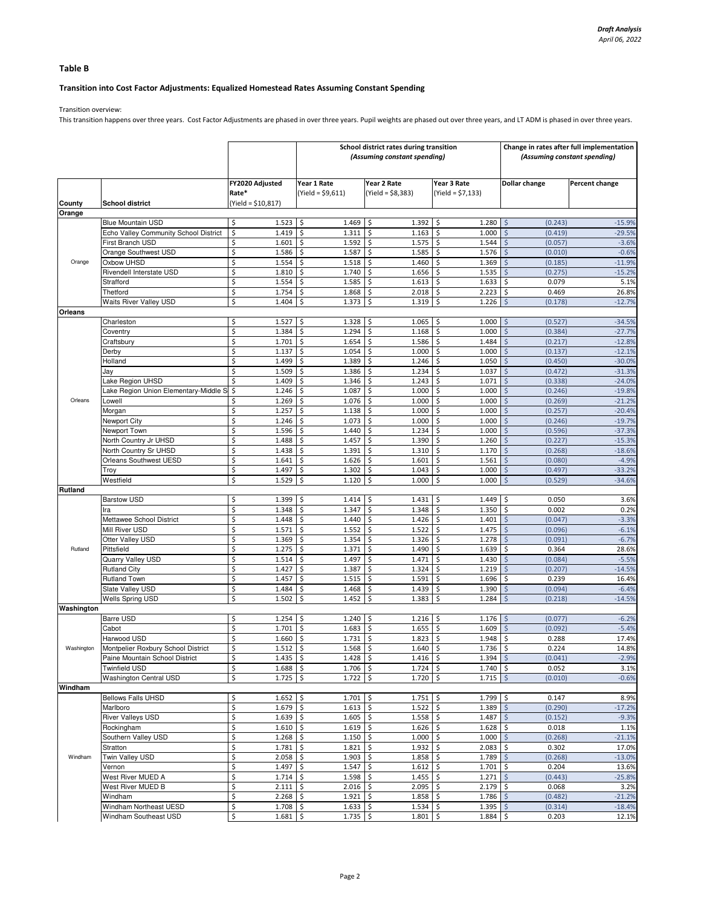*Draft Analysis*
*April 06, 2022*

## Table B

### Transition into Cost Factor Adjustments: Equalized Homestead Rates Assuming Constant Spending

Transition overview:

This transition happens over three years. Cost Factor Adjustments are phased in over three years. Pupil weights are phased out over three years, and LT ADM is phased in over three years.

| | | | School district rates during transition (Assuming constant spending) | | | Change in rates after full implementation (Assuming constant spending) | |
|---|---|---|---|---|---|---|---|
| County | School district | FY2020 Adjusted Rate* (Yield = $10,817) | Year 1 Rate (Yield = $9,611) | Year 2 Rate (Yield = $8,383) | Year 3 Rate (Yield = $7,133) | Dollar change | Percent change |
| **Orange** | | | | | | | |
| Orange | Blue Mountain USD | $ 1.523 | $ 1.469 | $ 1.392 | $ 1.280 | $ (0.243) | -15.9% |
| | Echo Valley Community School District | $ 1.419 | $ 1.311 | $ 1.163 | $ 1.000 | $ (0.419) | -29.5% |
| | First Branch USD | $ 1.601 | $ 1.592 | $ 1.575 | $ 1.544 | $ (0.057) | -3.6% |
| | Orange Southwest USD | $ 1.586 | $ 1.587 | $ 1.585 | $ 1.576 | $ (0.010) | -0.6% |
| | Oxbow UHSD | $ 1.554 | $ 1.518 | $ 1.460 | $ 1.369 | $ (0.185) | -11.9% |
| | Rivendell Interstate USD | $ 1.810 | $ 1.740 | $ 1.656 | $ 1.535 | $ (0.275) | -15.2% |
| | Strafford | $ 1.554 | $ 1.585 | $ 1.613 | $ 1.633 | $ 0.079 | 5.1% |
| | Thetford | $ 1.754 | $ 1.868 | $ 2.018 | $ 2.223 | $ 0.469 | 26.8% |
| | Waits River Valley USD | $ 1.404 | $ 1.373 | $ 1.319 | $ 1.226 | $ (0.178) | -12.7% |
| **Orleans** | | | | | | | |
| Orleans | Charleston | $ 1.527 | $ 1.328 | $ 1.065 | $ 1.000 | $ (0.527) | -34.5% |
| | Coventry | $ 1.384 | $ 1.294 | $ 1.168 | $ 1.000 | $ (0.384) | -27.7% |
| | Craftsbury | $ 1.701 | $ 1.654 | $ 1.586 | $ 1.484 | $ (0.217) | -12.8% |
| | Derby | $ 1.137 | $ 1.054 | $ 1.000 | $ 1.000 | $ (0.137) | -12.1% |
| | Holland | $ 1.499 | $ 1.389 | $ 1.246 | $ 1.050 | $ (0.450) | -30.0% |
| | Jay | $ 1.509 | $ 1.386 | $ 1.234 | $ 1.037 | $ (0.472) | -31.3% |
| | Lake Region UHSD | $ 1.409 | $ 1.346 | $ 1.243 | $ 1.071 | $ (0.338) | -24.0% |
| | Lake Region Union Elementary-Middle S | $ 1.246 | $ 1.087 | $ 1.000 | $ 1.000 | $ (0.246) | -19.8% |
| | Lowell | $ 1.269 | $ 1.076 | $ 1.000 | $ 1.000 | $ (0.269) | -21.2% |
| | Morgan | $ 1.257 | $ 1.138 | $ 1.000 | $ 1.000 | $ (0.257) | -20.4% |
| | Newport City | $ 1.246 | $ 1.073 | $ 1.000 | $ 1.000 | $ (0.246) | -19.7% |
| | Newport Town | $ 1.596 | $ 1.440 | $ 1.234 | $ 1.000 | $ (0.596) | -37.3% |
| | North Country Jr UHSD | $ 1.488 | $ 1.457 | $ 1.390 | $ 1.260 | $ (0.227) | -15.3% |
| | North Country Sr UHSD | $ 1.438 | $ 1.391 | $ 1.310 | $ 1.170 | $ (0.268) | -18.6% |
| | Orleans Southwest UESD | $ 1.641 | $ 1.626 | $ 1.601 | $ 1.561 | $ (0.080) | -4.9% |
| | Troy | $ 1.497 | $ 1.302 | $ 1.043 | $ 1.000 | $ (0.497) | -33.2% |
| | Westfield | $ 1.529 | $ 1.120 | $ 1.000 | $ 1.000 | $ (0.529) | -34.6% |
| **Rutland** | | | | | | | |
| Rutland | Barstow USD | $ 1.399 | $ 1.414 | $ 1.431 | $ 1.449 | $ 0.050 | 3.6% |
| | Ira | $ 1.348 | $ 1.347 | $ 1.348 | $ 1.350 | $ 0.002 | 0.2% |
| | Mettawee School District | $ 1.448 | $ 1.440 | $ 1.426 | $ 1.401 | $ (0.047) | -3.3% |
| | Mill River USD | $ 1.571 | $ 1.552 | $ 1.522 | $ 1.475 | $ (0.096) | -6.1% |
| | Otter Valley USD | $ 1.369 | $ 1.354 | $ 1.326 | $ 1.278 | $ (0.091) | -6.7% |
| | Pittsfield | $ 1.275 | $ 1.371 | $ 1.490 | $ 1.639 | $ 0.364 | 28.6% |
| | Quarry Valley USD | $ 1.514 | $ 1.497 | $ 1.471 | $ 1.430 | $ (0.084) | -5.5% |
| | Rutland City | $ 1.427 | $ 1.387 | $ 1.324 | $ 1.219 | $ (0.207) | -14.5% |
| | Rutland Town | $ 1.457 | $ 1.515 | $ 1.591 | $ 1.696 | $ 0.239 | 16.4% |
| | Slate Valley USD | $ 1.484 | $ 1.468 | $ 1.439 | $ 1.390 | $ (0.094) | -6.4% |
| | Wells Spring USD | $ 1.502 | $ 1.452 | $ 1.383 | $ 1.284 | $ (0.218) | -14.5% |
| **Washington** | | | | | | | |
| Washington | Barre USD | $ 1.254 | $ 1.240 | $ 1.216 | $ 1.176 | $ (0.077) | -6.2% |
| | Cabot | $ 1.701 | $ 1.683 | $ 1.655 | $ 1.609 | $ (0.092) | -5.4% |
| | Harwood USD | $ 1.660 | $ 1.731 | $ 1.823 | $ 1.948 | $ 0.288 | 17.4% |
| | Montpelier Roxbury School District | $ 1.512 | $ 1.568 | $ 1.640 | $ 1.736 | $ 0.224 | 14.8% |
| | Paine Mountain School District | $ 1.435 | $ 1.428 | $ 1.416 | $ 1.394 | $ (0.041) | -2.9% |
| | Twinfield USD | $ 1.688 | $ 1.706 | $ 1.724 | $ 1.740 | $ 0.052 | 3.1% |
| | Washington Central USD | $ 1.725 | $ 1.722 | $ 1.720 | $ 1.715 | $ (0.010) | -0.6% |
| **Windham** | | | | | | | |
| Windham | Bellows Falls UHSD | $ 1.652 | $ 1.701 | $ 1.751 | $ 1.799 | $ 0.147 | 8.9% |
| | Marlboro | $ 1.679 | $ 1.613 | $ 1.522 | $ 1.389 | $ (0.290) | -17.2% |
| | River Valleys USD | $ 1.639 | $ 1.605 | $ 1.558 | $ 1.487 | $ (0.152) | -9.3% |
| | Rockingham | $ 1.610 | $ 1.619 | $ 1.626 | $ 1.628 | $ 0.018 | 1.1% |
| | Southern Valley USD | $ 1.268 | $ 1.150 | $ 1.000 | $ 1.000 | $ (0.268) | -21.1% |
| | Stratton | $ 1.781 | $ 1.821 | $ 1.932 | $ 2.083 | $ 0.302 | 17.0% |
| | Twin Valley USD | $ 2.058 | $ 1.903 | $ 1.858 | $ 1.789 | $ (0.268) | -13.0% |
| | Vernon | $ 1.497 | $ 1.547 | $ 1.612 | $ 1.701 | $ 0.204 | 13.6% |
| | West River MUED A | $ 1.714 | $ 1.598 | $ 1.455 | $ 1.271 | $ (0.443) | -25.8% |
| | West River MUED B | $ 2.111 | $ 2.016 | $ 2.095 | $ 2.179 | $ 0.068 | 3.2% |
| | Windham | $ 2.268 | $ 1.921 | $ 1.858 | $ 1.786 | $ (0.482) | -21.2% |
| | Windham Northeast UESD | $ 1.708 | $ 1.633 | $ 1.534 | $ 1.395 | $ (0.314) | -18.4% |
| | Windham Southeast USD | $ 1.681 | $ 1.735 | $ 1.801 | $ 1.884 | $ 0.203 | 12.1% |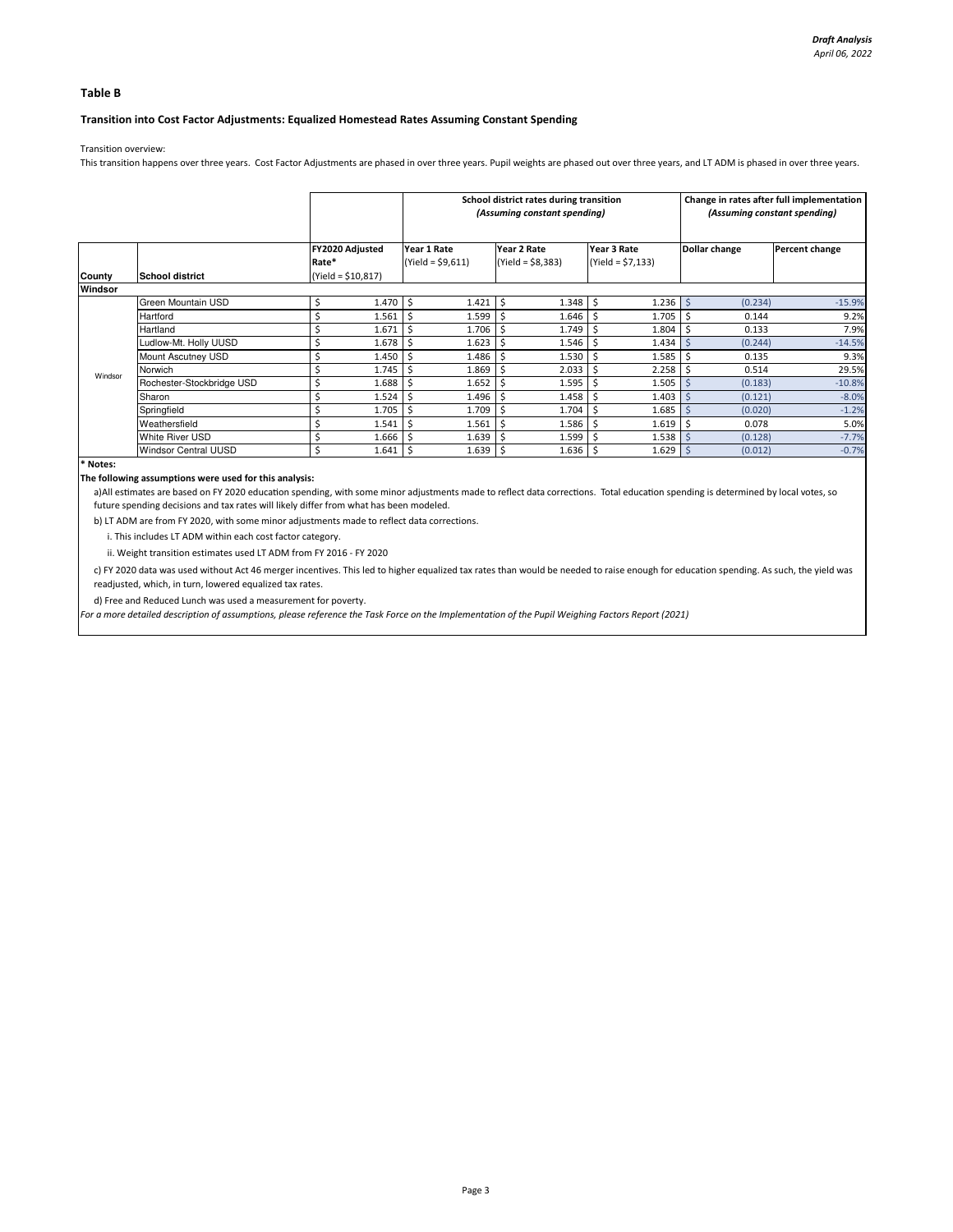**Table B**

**Transition into Cost Factor Adjustments: Equalized Homestead Rates Assuming Constant Spending**

Transition overview:

This transition happens over three years. Cost Factor Adjustments are phased in over three years. Pupil weights are phased out over three years, and LT ADM is phased in over three years.

| | | | School district rates during transition (Assuming constant spending) | | | Change in rates after full implementation (Assuming constant spending) | |
|---|---|---|---|---|---|---|---|
| County | School district | FY2020 Adjusted Rate* (Yield = $10,817) | Year 1 Rate (Yield = $9,611) | Year 2 Rate (Yield = $8,383) | Year 3 Rate (Yield = $7,133) | Dollar change | Percent change |
| **Windsor** | | | | | | | |
| Windsor | Green Mountain USD | $ 1.470 | $ 1.421 | $ 1.348 | $ 1.236 | $ (0.234) | -15.9% |
| | Hartford | $ 1.561 | $ 1.599 | $ 1.646 | $ 1.705 | $ 0.144 | 9.2% |
| | Hartland | $ 1.671 | $ 1.706 | $ 1.749 | $ 1.804 | $ 0.133 | 7.9% |
| | Ludlow-Mt. Holly UUSD | $ 1.678 | $ 1.623 | $ 1.546 | $ 1.434 | $ (0.244) | -14.5% |
| | Mount Ascutney USD | $ 1.450 | $ 1.486 | $ 1.530 | $ 1.585 | $ 0.135 | 9.3% |
| | Norwich | $ 1.745 | $ 1.869 | $ 2.033 | $ 2.258 | $ 0.514 | 29.5% |
| | Rochester-Stockbridge USD | $ 1.688 | $ 1.652 | $ 1.595 | $ 1.505 | $ (0.183) | -10.8% |
| | Sharon | $ 1.524 | $ 1.496 | $ 1.458 | $ 1.403 | $ (0.121) | -8.0% |
| | Springfield | $ 1.705 | $ 1.709 | $ 1.704 | $ 1.685 | $ (0.020) | -1.2% |
| | Weathersfield | $ 1.541 | $ 1.561 | $ 1.586 | $ 1.619 | $ 0.078 | 5.0% |
| | White River USD | $ 1.666 | $ 1.639 | $ 1.599 | $ 1.538 | $ (0.128) | -7.7% |
| | Windsor Central UUSD | $ 1.641 | $ 1.639 | $ 1.636 | $ 1.629 | $ (0.012) | -0.7% |

**\* Notes:**

**The following assumptions were used for this analysis:**

a)All estimates are based on FY 2020 education spending, with some minor adjustments made to reflect data corrections. Total education spending is determined by local votes, so future spending decisions and tax rates will likely differ from what has been modeled.

b) LT ADM are from FY 2020, with some minor adjustments made to reflect data corrections.

i. This includes LT ADM within each cost factor category.

ii. Weight transition estimates used LT ADM from FY 2016 - FY 2020

c) FY 2020 data was used without Act 46 merger incentives. This led to higher equalized tax rates than would be needed to raise enough for education spending. As such, the yield was readjusted, which, in turn, lowered equalized tax rates.

d) Free and Reduced Lunch was used a measurement for poverty.

*For a more detailed description of assumptions, please reference the Task Force on the Implementation of the Pupil Weighing Factors Report (2021)*